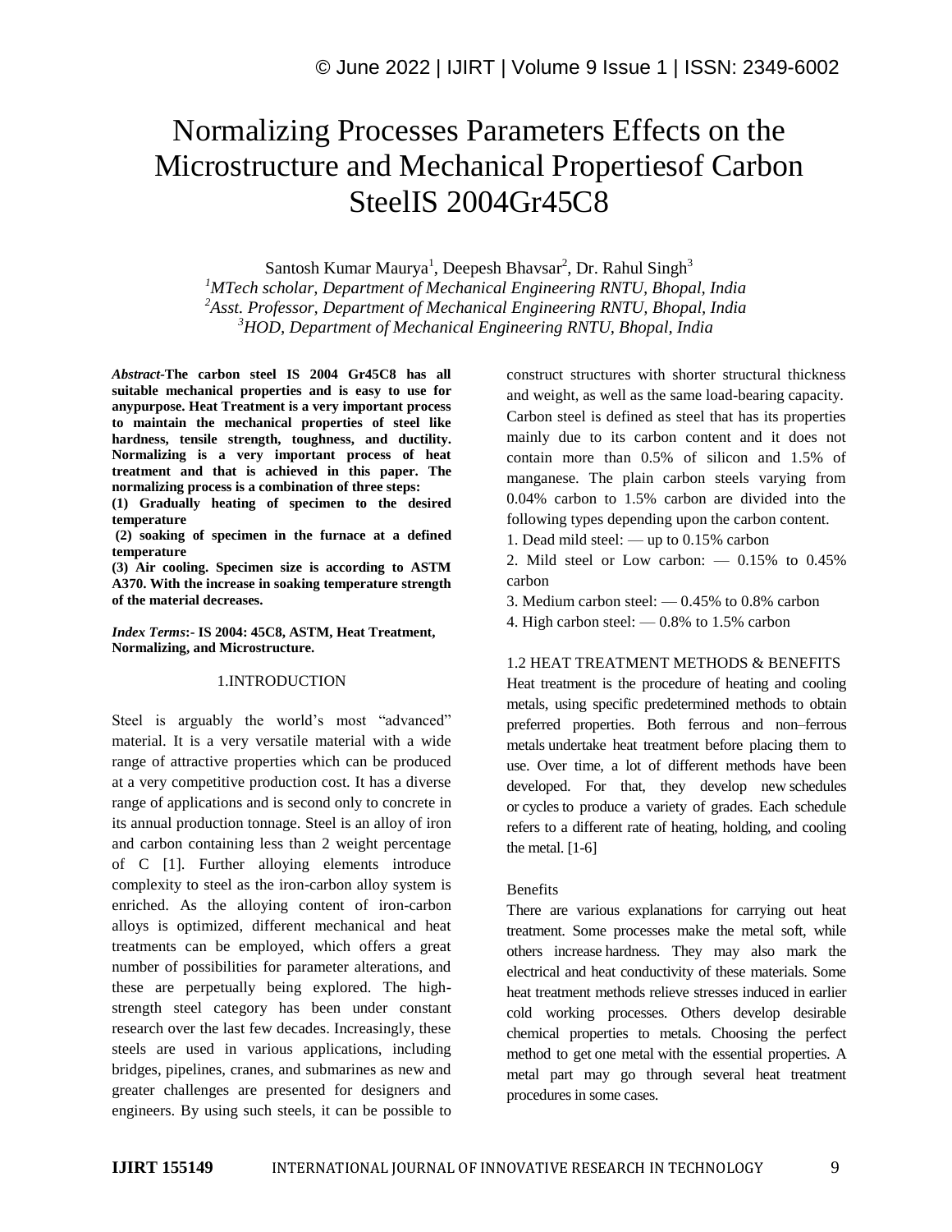# Normalizing Processes Parameters Effects on the Microstructure and Mechanical Propertiesof Carbon SteelIS 2004Gr45C8

Santosh Kumar Maurya[1], Deepesh Bhavsar[2], Dr. Rahul Singh[3]

[1]*MTech scholar, Department of Mechanical Engineering RNTU, Bhopal, India*
[2]*Asst. Professor, Department of Mechanical Engineering RNTU, Bhopal, India*
[3]*HOD, Department of Mechanical Engineering RNTU, Bhopal, India*

***Abstract*-The carbon steel IS 2004 Gr45C8 has all suitable mechanical properties and is easy to use for anypurpose. Heat Treatment is a very important process to maintain the mechanical properties of steel like hardness, tensile strength, toughness, and ductility. Normalizing is a very important process of heat treatment and that is achieved in this paper. The normalizing process is a combination of three steps:**

**(1) Gradually heating of specimen to the desired temperature**

**(2) soaking of specimen in the furnace at a defined temperature**

**(3) Air cooling. Specimen size is according to ASTM A370. With the increase in soaking temperature strength of the material decreases.**

***Index Terms*:- IS 2004: 45C8, ASTM, Heat Treatment, Normalizing, and Microstructure.**

## 1.INTRODUCTION

Steel is arguably the world's most "advanced" material. It is a very versatile material with a wide range of attractive properties which can be produced at a very competitive production cost. It has a diverse range of applications and is second only to concrete in its annual production tonnage. Steel is an alloy of iron and carbon containing less than 2 weight percentage of C [1]. Further alloying elements introduce complexity to steel as the iron-carbon alloy system is enriched. As the alloying content of iron-carbon alloys is optimized, different mechanical and heat treatments can be employed, which offers a great number of possibilities for parameter alterations, and these are perpetually being explored. The high-strength steel category has been under constant research over the last few decades. Increasingly, these steels are used in various applications, including bridges, pipelines, cranes, and submarines as new and greater challenges are presented for designers and engineers. By using such steels, it can be possible to construct structures with shorter structural thickness and weight, as well as the same load-bearing capacity.

Carbon steel is defined as steel that has its properties mainly due to its carbon content and it does not contain more than 0.5% of silicon and 1.5% of manganese. The plain carbon steels varying from 0.04% carbon to 1.5% carbon are divided into the following types depending upon the carbon content.

1. Dead mild steel: — up to 0.15% carbon
2. Mild steel or Low carbon: — 0.15% to 0.45% carbon
3. Medium carbon steel: — 0.45% to 0.8% carbon
4. High carbon steel: — 0.8% to 1.5% carbon

### 1.2 HEAT TREATMENT METHODS & BENEFITS

Heat treatment is the procedure of heating and cooling metals, using specific predetermined methods to obtain preferred properties. Both ferrous and non–ferrous metals undertake heat treatment before placing them to use. Over time, a lot of different methods have been developed. For that, they develop new schedules or cycles to produce a variety of grades. Each schedule refers to a different rate of heating, holding, and cooling the metal. [1-6]

#### Benefits

There are various explanations for carrying out heat treatment. Some processes make the metal soft, while others increase hardness. They may also mark the electrical and heat conductivity of these materials. Some heat treatment methods relieve stresses induced in earlier cold working processes. Others develop desirable chemical properties to metals. Choosing the perfect method to get one metal with the essential properties. A metal part may go through several heat treatment procedures in some cases.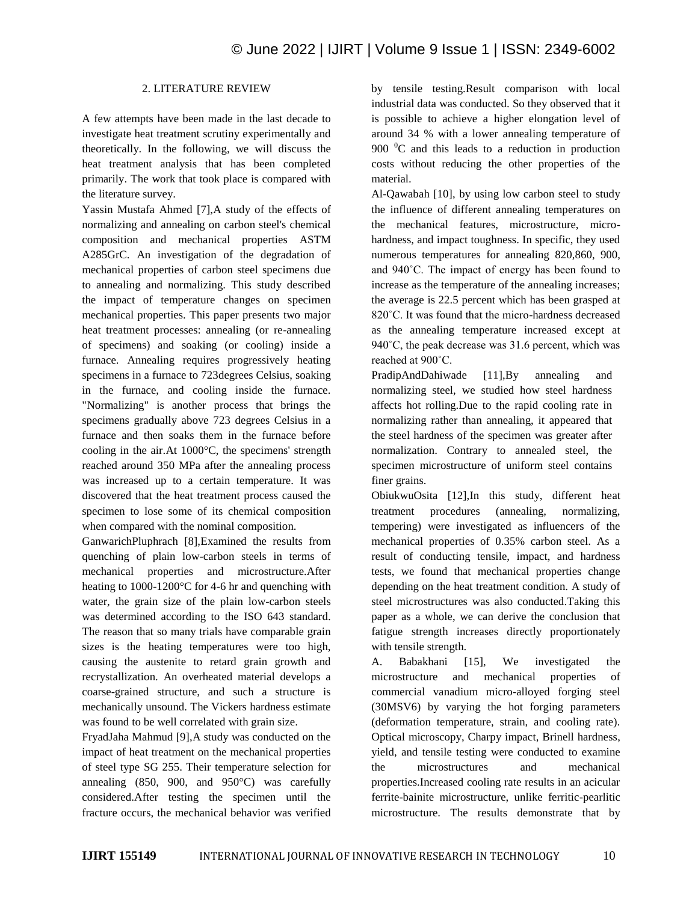## 2. LITERATURE REVIEW

A few attempts have been made in the last decade to investigate heat treatment scrutiny experimentally and theoretically. In the following, we will discuss the heat treatment analysis that has been completed primarily. The work that took place is compared with the literature survey.

Yassin Mustafa Ahmed [7],A study of the effects of normalizing and annealing on carbon steel's chemical composition and mechanical properties ASTM A285GrC. An investigation of the degradation of mechanical properties of carbon steel specimens due to annealing and normalizing. This study described the impact of temperature changes on specimen mechanical properties. This paper presents two major heat treatment processes: annealing (or re-annealing of specimens) and soaking (or cooling) inside a furnace. Annealing requires progressively heating specimens in a furnace to 723degrees Celsius, soaking in the furnace, and cooling inside the furnace. "Normalizing" is another process that brings the specimens gradually above 723 degrees Celsius in a furnace and then soaks them in the furnace before cooling in the air.At 1000°C, the specimens' strength reached around 350 MPa after the annealing process was increased up to a certain temperature. It was discovered that the heat treatment process caused the specimen to lose some of its chemical composition when compared with the nominal composition.

GanwarichPluphrach [8],Examined the results from quenching of plain low-carbon steels in terms of mechanical properties and microstructure.After heating to 1000-1200°C for 4-6 hr and quenching with water, the grain size of the plain low-carbon steels was determined according to the ISO 643 standard. The reason that so many trials have comparable grain sizes is the heating temperatures were too high, causing the austenite to retard grain growth and recrystallization. An overheated material develops a coarse-grained structure, and such a structure is mechanically unsound. The Vickers hardness estimate was found to be well correlated with grain size.

FryadJaha Mahmud [9],A study was conducted on the impact of heat treatment on the mechanical properties of steel type SG 255. Their temperature selection for annealing (850, 900, and 950°C) was carefully considered.After testing the specimen until the fracture occurs, the mechanical behavior was verified by tensile testing.Result comparison with local industrial data was conducted. So they observed that it is possible to achieve a higher elongation level of around 34 % with a lower annealing temperature of 900 $^{0}$C and this leads to a reduction in production costs without reducing the other properties of the material.

Al-Qawabah [10], by using low carbon steel to study the influence of different annealing temperatures on the mechanical features, microstructure, micro-hardness, and impact toughness. In specific, they used numerous temperatures for annealing 820,860, 900, and 940˚C. The impact of energy has been found to increase as the temperature of the annealing increases; the average is 22.5 percent which has been grasped at 820˚C. It was found that the micro-hardness decreased as the annealing temperature increased except at 940˚C, the peak decrease was 31.6 percent, which was reached at 900˚C.

PradipAndDahiwade [11],By annealing and normalizing steel, we studied how steel hardness affects hot rolling.Due to the rapid cooling rate in normalizing rather than annealing, it appeared that the steel hardness of the specimen was greater after normalization. Contrary to annealed steel, the specimen microstructure of uniform steel contains finer grains.

ObiukwuOsita [12],In this study, different heat treatment procedures (annealing, normalizing, tempering) were investigated as influencers of the mechanical properties of 0.35% carbon steel. As a result of conducting tensile, impact, and hardness tests, we found that mechanical properties change depending on the heat treatment condition. A study of steel microstructures was also conducted.Taking this paper as a whole, we can derive the conclusion that fatigue strength increases directly proportionately with tensile strength.

A. Babakhani [15], We investigated the microstructure and mechanical properties of commercial vanadium micro-alloyed forging steel (30MSV6) by varying the hot forging parameters (deformation temperature, strain, and cooling rate). Optical microscopy, Charpy impact, Brinell hardness, yield, and tensile testing were conducted to examine the microstructures and mechanical properties.Increased cooling rate results in an acicular ferrite-bainite microstructure, unlike ferritic-pearlitic microstructure. The results demonstrate that by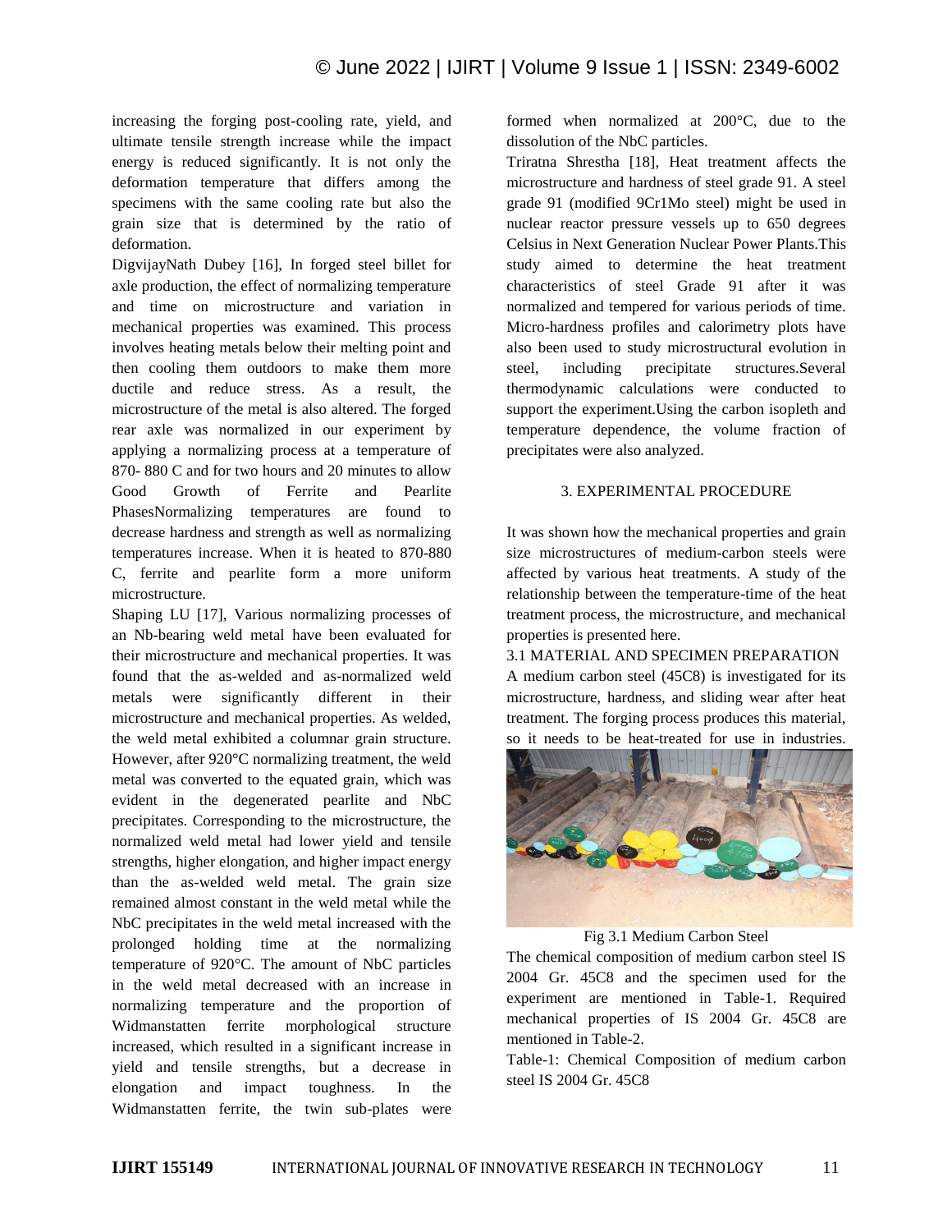increasing the forging post-cooling rate, yield, and ultimate tensile strength increase while the impact energy is reduced significantly. It is not only the deformation temperature that differs among the specimens with the same cooling rate but also the grain size that is determined by the ratio of deformation.

DigvijayNath Dubey [16], In forged steel billet for axle production, the effect of normalizing temperature and time on microstructure and variation in mechanical properties was examined. This process involves heating metals below their melting point and then cooling them outdoors to make them more ductile and reduce stress. As a result, the microstructure of the metal is also altered. The forged rear axle was normalized in our experiment by applying a normalizing process at a temperature of 870- 880 C and for two hours and 20 minutes to allow Good Growth of Ferrite and Pearlite PhasesNormalizing temperatures are found to decrease hardness and strength as well as normalizing temperatures increase. When it is heated to 870-880 C, ferrite and pearlite form a more uniform microstructure.

Shaping LU [17], Various normalizing processes of an Nb-bearing weld metal have been evaluated for their microstructure and mechanical properties. It was found that the as-welded and as-normalized weld metals were significantly different in their microstructure and mechanical properties. As welded, the weld metal exhibited a columnar grain structure. However, after 920°C normalizing treatment, the weld metal was converted to the equated grain, which was evident in the degenerated pearlite and NbC precipitates. Corresponding to the microstructure, the normalized weld metal had lower yield and tensile strengths, higher elongation, and higher impact energy than the as-welded weld metal. The grain size remained almost constant in the weld metal while the NbC precipitates in the weld metal increased with the prolonged holding time at the normalizing temperature of 920°C. The amount of NbC particles in the weld metal decreased with an increase in normalizing temperature and the proportion of Widmanstatten ferrite morphological structure increased, which resulted in a significant increase in yield and tensile strengths, but a decrease in elongation and impact toughness. In the Widmanstatten ferrite, the twin sub-plates were formed when normalized at 200°C, due to the dissolution of the NbC particles.

Triratna Shrestha [18], Heat treatment affects the microstructure and hardness of steel grade 91. A steel grade 91 (modified 9Cr1Mo steel) might be used in nuclear reactor pressure vessels up to 650 degrees Celsius in Next Generation Nuclear Power Plants.This study aimed to determine the heat treatment characteristics of steel Grade 91 after it was normalized and tempered for various periods of time. Micro-hardness profiles and calorimetry plots have also been used to study microstructural evolution in steel, including precipitate structures.Several thermodynamic calculations were conducted to support the experiment.Using the carbon isopleth and temperature dependence, the volume fraction of precipitates were also analyzed.

## 3. EXPERIMENTAL PROCEDURE

It was shown how the mechanical properties and grain size microstructures of medium-carbon steels were affected by various heat treatments. A study of the relationship between the temperature-time of the heat treatment process, the microstructure, and mechanical properties is presented here.

### 3.1 MATERIAL AND SPECIMEN PREPARATION

A medium carbon steel (45C8) is investigated for its microstructure, hardness, and sliding wear after heat treatment. The forging process produces this material, so it needs to be heat-treated for use in industries.

Fig 3.1 Medium Carbon Steel

The chemical composition of medium carbon steel IS 2004 Gr. 45C8 and the specimen used for the experiment are mentioned in Table-1. Required mechanical properties of IS 2004 Gr. 45C8 are mentioned in Table-2.

Table-1: Chemical Composition of medium carbon steel IS 2004 Gr. 45C8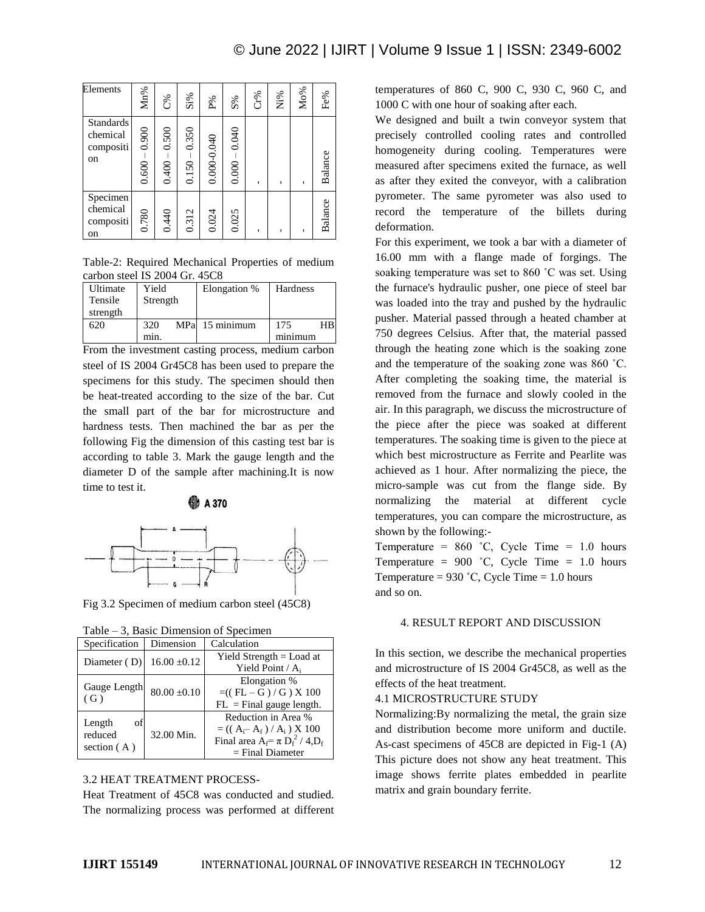| Elements | Mn% | C% | Si% | P% | S% | Cr% | Ni% | Mo% | Fe% |
|---|---|---|---|---|---|---|---|---|---|
| Standards chemical composition | 0.600 – 0.900 | 0.400 – 0.500 | 0.150 – 0.350 | 0.000-0.040 | 0.000 – 0.040 | - | - | - | Balance |
| Specimen chemical composition | 0.780 | 0.440 | 0.312 | 0.024 | 0.025 | - | - | - | Balance |

Table-2: Required Mechanical Properties of medium carbon steel IS 2004 Gr. 45C8

| Ultimate Tensile strength | Yield Strength | Elongation % | Hardness |
|---|---|---|---|
| 620 | 320 MPa min. | 15 minimum | 175 HB minimum |

From the investment casting process, medium carbon steel of IS 2004 Gr45C8 has been used to prepare the specimens for this study. The specimen should then be heat-treated according to the size of the bar. Cut the small part of the bar for microstructure and hardness tests. Then machined the bar as per the following Fig the dimension of this casting test bar is according to table 3. Mark the gauge length and the diameter D of the sample after machining.It is now time to test it.

A 370

Fig 3.2 Specimen of medium carbon steel (45C8)

Table – 3, Basic Dimension of Specimen

| Specification | Dimension | Calculation |
|---|---|---|
| Diameter ( D) | 16.00 ±0.12 | Yield Strength = Load at Yield Point / $A_i$ |
| Gauge Length ( G ) | 80.00 ±0.10 | Elongation % $=((FL - G) / G) \times 100$ FL = Final gauge length. |
| Length of reduced section ( A ) | 32.00 Min. | Reduction in Area % $= ((A_i - A_f) / A_i) \times 100$ Final area $A_f = \pi D_f^2 / 4$, $D_f$ = Final Diameter |

### 3.2 HEAT TREATMENT PROCESS-

Heat Treatment of 45C8 was conducted and studied. The normalizing process was performed at different temperatures of 860 C, 900 C, 930 C, 960 C, and 1000 C with one hour of soaking after each.

We designed and built a twin conveyor system that precisely controlled cooling rates and controlled homogeneity during cooling. Temperatures were measured after specimens exited the furnace, as well as after they exited the conveyor, with a calibration pyrometer. The same pyrometer was also used to record the temperature of the billets during deformation.

For this experiment, we took a bar with a diameter of 16.00 mm with a flange made of forgings. The soaking temperature was set to 860 ˚C was set. Using the furnace's hydraulic pusher, one piece of steel bar was loaded into the tray and pushed by the hydraulic pusher. Material passed through a heated chamber at 750 degrees Celsius. After that, the material passed through the heating zone which is the soaking zone and the temperature of the soaking zone was 860 ˚C. After completing the soaking time, the material is removed from the furnace and slowly cooled in the air. In this paragraph, we discuss the microstructure of the piece after the piece was soaked at different temperatures. The soaking time is given to the piece at which best microstructure as Ferrite and Pearlite was achieved as 1 hour. After normalizing the piece, the micro-sample was cut from the flange side. By normalizing the material at different cycle temperatures, you can compare the microstructure, as shown by the following:-

Temperature = 860 ˚C, Cycle Time = 1.0 hours
Temperature = 900 ˚C, Cycle Time = 1.0 hours
Temperature = 930 ˚C, Cycle Time = 1.0 hours
and so on.

## 4. RESULT REPORT AND DISCUSSION

In this section, we describe the mechanical properties and microstructure of IS 2004 Gr45C8, as well as the effects of the heat treatment.

### 4.1 MICROSTRUCTURE STUDY

Normalizing:By normalizing the metal, the grain size and distribution become more uniform and ductile. As-cast specimens of 45C8 are depicted in Fig-1 (A) This picture does not show any heat treatment. This image shows ferrite plates embedded in pearlite matrix and grain boundary ferrite.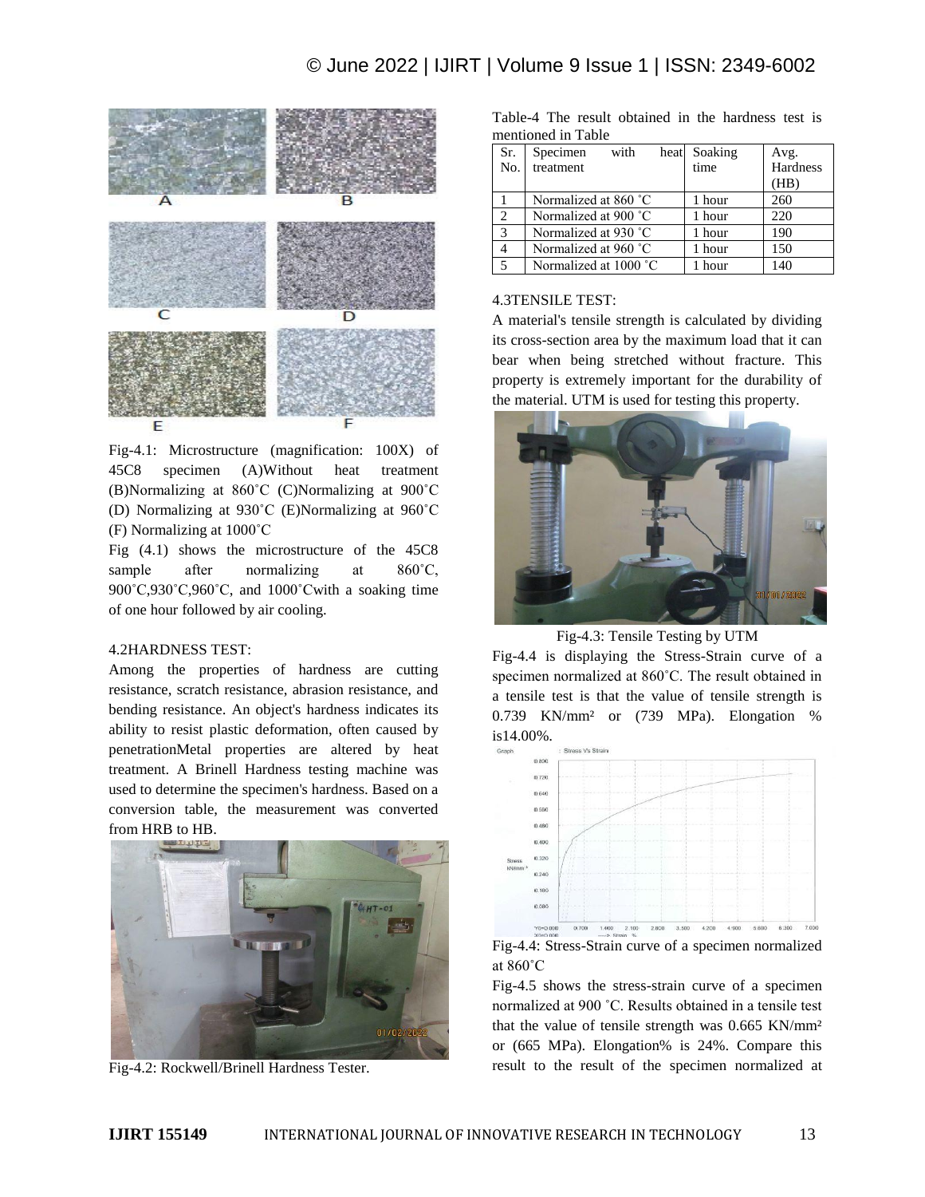Fig-4.1: Microstructure (magnification: 100X) of 45C8 specimen (A)Without heat treatment (B)Normalizing at 860˚C (C)Normalizing at 900˚C (D) Normalizing at 930˚C (E)Normalizing at 960˚C (F) Normalizing at 1000˚C

Fig (4.1) shows the microstructure of the 45C8 sample after normalizing at 860˚C, 900˚C,930˚C,960˚C, and 1000˚Cwith a soaking time of one hour followed by air cooling.

### 4.2HARDNESS TEST:

Among the properties of hardness are cutting resistance, scratch resistance, abrasion resistance, and bending resistance. An object's hardness indicates its ability to resist plastic deformation, often caused by penetrationMetal properties are altered by heat treatment. A Brinell Hardness testing machine was used to determine the specimen's hardness. Based on a conversion table, the measurement was converted from HRB to HB.

Fig-4.2: Rockwell/Brinell Hardness Tester.

Table-4 The result obtained in the hardness test is mentioned in Table

| Sr. No. | Specimen with heat treatment | Soaking time | Avg. Hardness (HB) |
|---|---|---|---|
| 1 | Normalized at 860 ˚C | 1 hour | 260 |
| 2 | Normalized at 900 ˚C | 1 hour | 220 |
| 3 | Normalized at 930 ˚C | 1 hour | 190 |
| 4 | Normalized at 960 ˚C | 1 hour | 150 |
| 5 | Normalized at 1000 ˚C | 1 hour | 140 |

### 4.3TENSILE TEST:

A material's tensile strength is calculated by dividing its cross-section area by the maximum load that it can bear when being stretched without fracture. This property is extremely important for the durability of the material. UTM is used for testing this property.

Fig-4.3: Tensile Testing by UTM

Fig-4.4 is displaying the Stress-Strain curve of a specimen normalized at 860˚C. The result obtained in a tensile test is that the value of tensile strength is 0.739 KN/mm² or (739 MPa). Elongation % is14.00%.

Fig-4.4: Stress-Strain curve of a specimen normalized at 860˚C

Fig-4.5 shows the stress-strain curve of a specimen normalized at 900 ˚C. Results obtained in a tensile test that the value of tensile strength was 0.665 KN/mm² or (665 MPa). Elongation% is 24%. Compare this result to the result of the specimen normalized at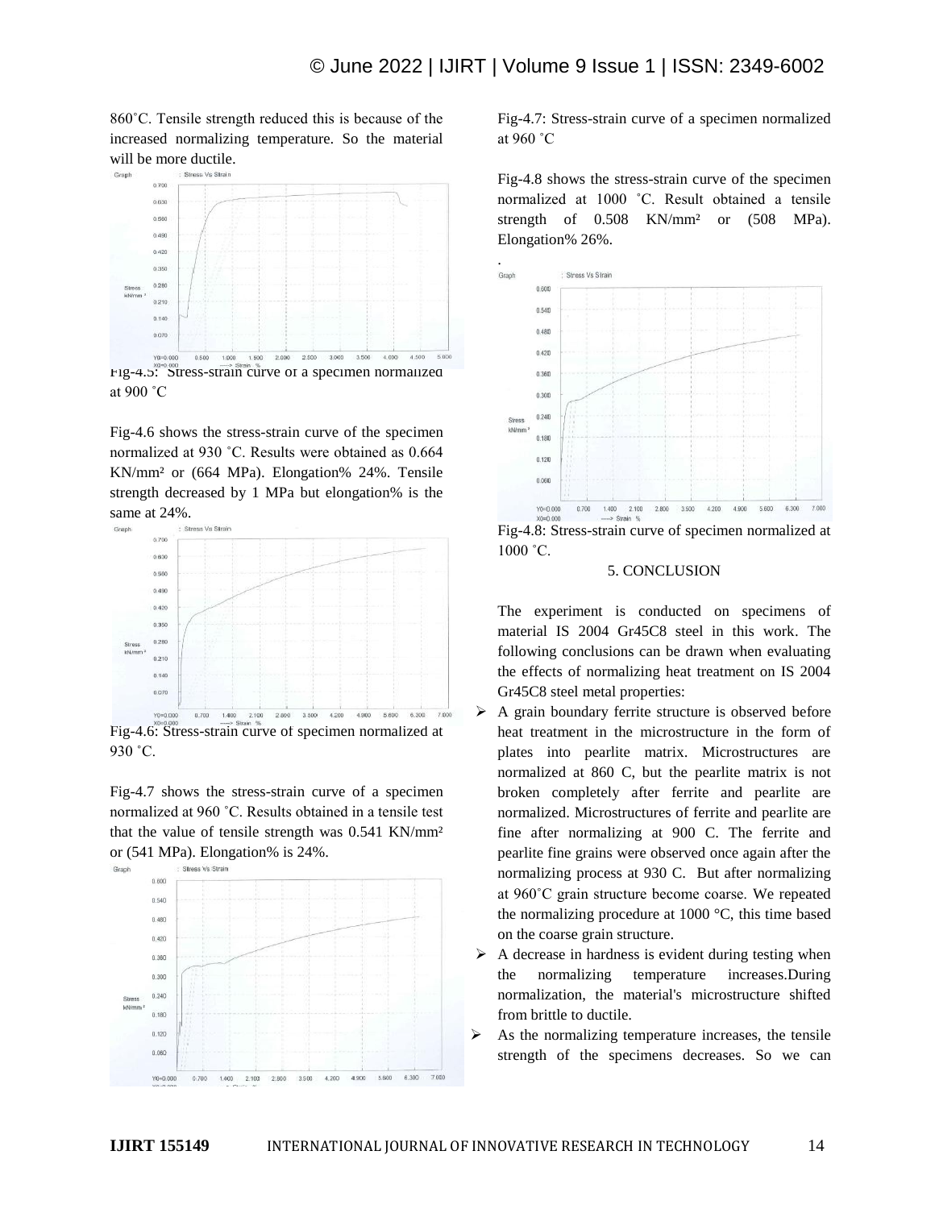860˚C. Tensile strength reduced this is because of the increased normalizing temperature. So the material will be more ductile.

Fig-4.5: Stress-strain curve of a specimen normalized at 900 ˚C

Fig-4.6 shows the stress-strain curve of the specimen normalized at 930 ˚C. Results were obtained as 0.664 KN/mm² or (664 MPa). Elongation% 24%. Tensile strength decreased by 1 MPa but elongation% is the same at 24%.

Fig-4.6: Stress-strain curve of specimen normalized at 930 ˚C.

Fig-4.7 shows the stress-strain curve of a specimen normalized at 960 ˚C. Results obtained in a tensile test that the value of tensile strength was 0.541 KN/mm² or (541 MPa). Elongation% is 24%.

Fig-4.7: Stress-strain curve of a specimen normalized at 960 ˚C

Fig-4.8 shows the stress-strain curve of the specimen normalized at 1000 ˚C. Result obtained a tensile strength of 0.508 KN/mm² or (508 MPa). Elongation% 26%.

Fig-4.8: Stress-strain curve of specimen normalized at 1000 ˚C.

## 5. CONCLUSION

The experiment is conducted on specimens of material IS 2004 Gr45C8 steel in this work. The following conclusions can be drawn when evaluating the effects of normalizing heat treatment on IS 2004 Gr45C8 steel metal properties:

- A grain boundary ferrite structure is observed before heat treatment in the microstructure in the form of plates into pearlite matrix. Microstructures are normalized at 860 C, but the pearlite matrix is not broken completely after ferrite and pearlite are normalized. Microstructures of ferrite and pearlite are fine after normalizing at 900 C. The ferrite and pearlite fine grains were observed once again after the normalizing process at 930 C. But after normalizing at 960˚C grain structure become coarse. We repeated the normalizing procedure at 1000 °C, this time based on the coarse grain structure.
- A decrease in hardness is evident during testing when the normalizing temperature increases.During normalization, the material's microstructure shifted from brittle to ductile.
- As the normalizing temperature increases, the tensile strength of the specimens decreases. So we can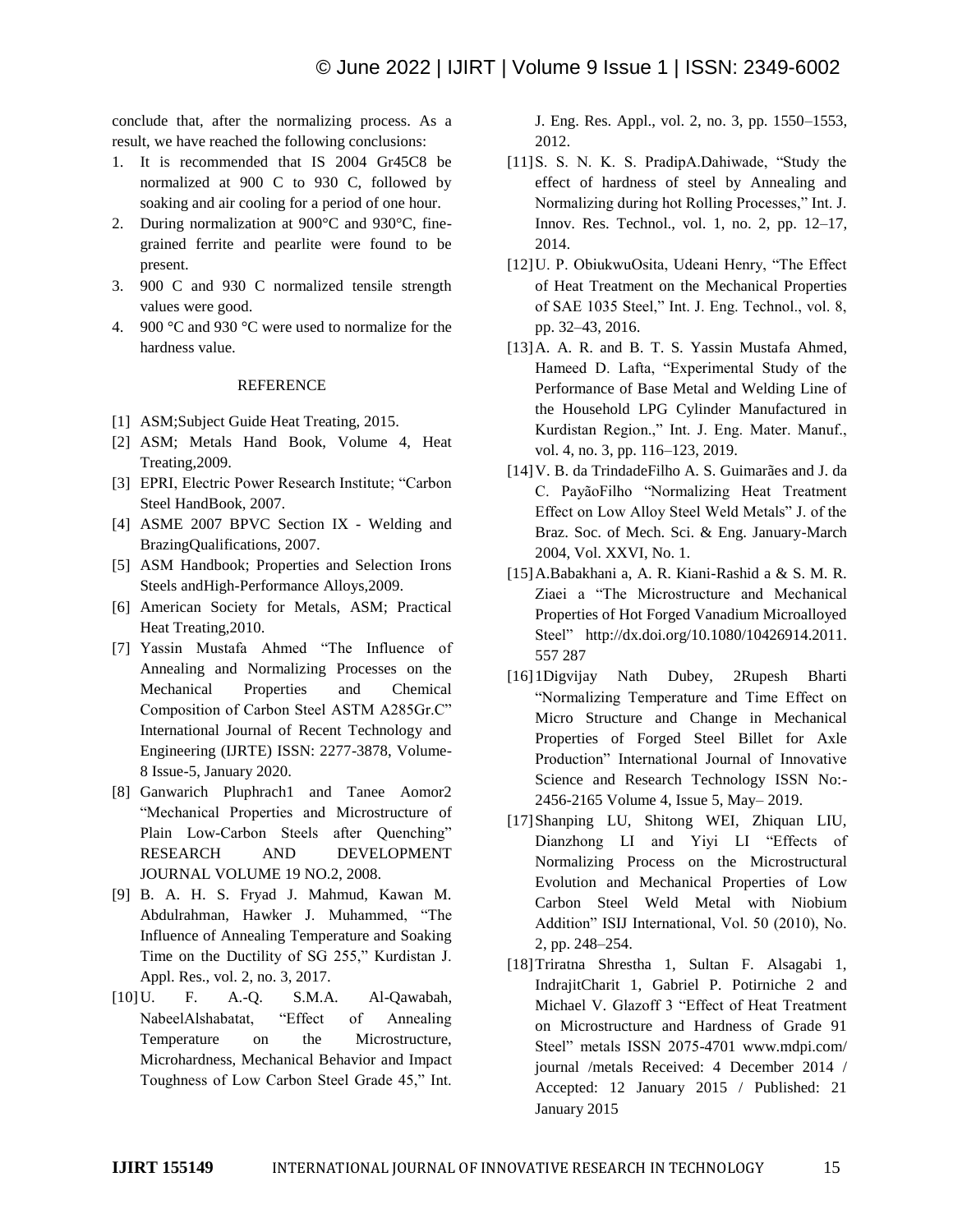conclude that, after the normalizing process. As a result, we have reached the following conclusions:

1. It is recommended that IS 2004 Gr45C8 be normalized at 900 C to 930 C, followed by soaking and air cooling for a period of one hour.
2. During normalization at 900°C and 930°C, fine-grained ferrite and pearlite were found to be present.
3. 900 C and 930 C normalized tensile strength values were good.
4. 900 °C and 930 °C were used to normalize for the hardness value.

## REFERENCE

[1] ASM;Subject Guide Heat Treating, 2015.

[2] ASM; Metals Hand Book, Volume 4, Heat Treating,2009.

[3] EPRI, Electric Power Research Institute; "Carbon Steel HandBook, 2007.

[4] ASME 2007 BPVC Section IX - Welding and BrazingQualifications, 2007.

[5] ASM Handbook; Properties and Selection Irons Steels andHigh-Performance Alloys,2009.

[6] American Society for Metals, ASM; Practical Heat Treating,2010.

[7] Yassin Mustafa Ahmed "The Influence of Annealing and Normalizing Processes on the Mechanical Properties and Chemical Composition of Carbon Steel ASTM A285Gr.C" International Journal of Recent Technology and Engineering (IJRTE) ISSN: 2277-3878, Volume-8 Issue-5, January 2020.

[8] Ganwarich Pluphrach1 and Tanee Aomor2 "Mechanical Properties and Microstructure of Plain Low-Carbon Steels after Quenching" RESEARCH AND DEVELOPMENT JOURNAL VOLUME 19 NO.2, 2008.

[9] B. A. H. S. Fryad J. Mahmud, Kawan M. Abdulrahman, Hawker J. Muhammed, "The Influence of Annealing Temperature and Soaking Time on the Ductility of SG 255," Kurdistan J. Appl. Res., vol. 2, no. 3, 2017.

[10] U. F. A.-Q. S.M.A. Al-Qawabah, NabeelAlshabatat, "Effect of Annealing Temperature on the Microstructure, Microhardness, Mechanical Behavior and Impact Toughness of Low Carbon Steel Grade 45," Int. J. Eng. Res. Appl., vol. 2, no. 3, pp. 1550–1553, 2012.

[11] S. S. N. K. S. PradipA.Dahiwade, "Study the effect of hardness of steel by Annealing and Normalizing during hot Rolling Processes," Int. J. Innov. Res. Technol., vol. 1, no. 2, pp. 12–17, 2014.

[12] U. P. ObiukwuOsita, Udeani Henry, "The Effect of Heat Treatment on the Mechanical Properties of SAE 1035 Steel," Int. J. Eng. Technol., vol. 8, pp. 32–43, 2016.

[13] A. A. R. and B. T. S. Yassin Mustafa Ahmed, Hameed D. Lafta, "Experimental Study of the Performance of Base Metal and Welding Line of the Household LPG Cylinder Manufactured in Kurdistan Region.," Int. J. Eng. Mater. Manuf., vol. 4, no. 3, pp. 116–123, 2019.

[14] V. B. da TrindadeFilho A. S. Guimarães and J. da C. PayãoFilho "Normalizing Heat Treatment Effect on Low Alloy Steel Weld Metals" J. of the Braz. Soc. of Mech. Sci. & Eng. January-March 2004, Vol. XXVI, No. 1.

[15] A.Babakhani a, A. R. Kiani-Rashid a & S. M. R. Ziaei a "The Microstructure and Mechanical Properties of Hot Forged Vanadium Microalloyed Steel" http://dx.doi.org/10.1080/10426914.2011.557 287

[16] 1Digvijay Nath Dubey, 2Rupesh Bharti "Normalizing Temperature and Time Effect on Micro Structure and Change in Mechanical Properties of Forged Steel Billet for Axle Production" International Journal of Innovative Science and Research Technology ISSN No:- 2456-2165 Volume 4, Issue 5, May– 2019.

[17] Shanping LU, Shitong WEI, Zhiquan LIU, Dianzhong LI and Yiyi LI "Effects of Normalizing Process on the Microstructural Evolution and Mechanical Properties of Low Carbon Steel Weld Metal with Niobium Addition" ISIJ International, Vol. 50 (2010), No. 2, pp. 248–254.

[18] Triratna Shrestha 1, Sultan F. Alsagabi 1, IndrajitCharit 1, Gabriel P. Potirniche 2 and Michael V. Glazoff 3 "Effect of Heat Treatment on Microstructure and Hardness of Grade 91 Steel" metals ISSN 2075-4701 www.mdpi.com/ journal /metals Received: 4 December 2014 / Accepted: 12 January 2015 / Published: 21 January 2015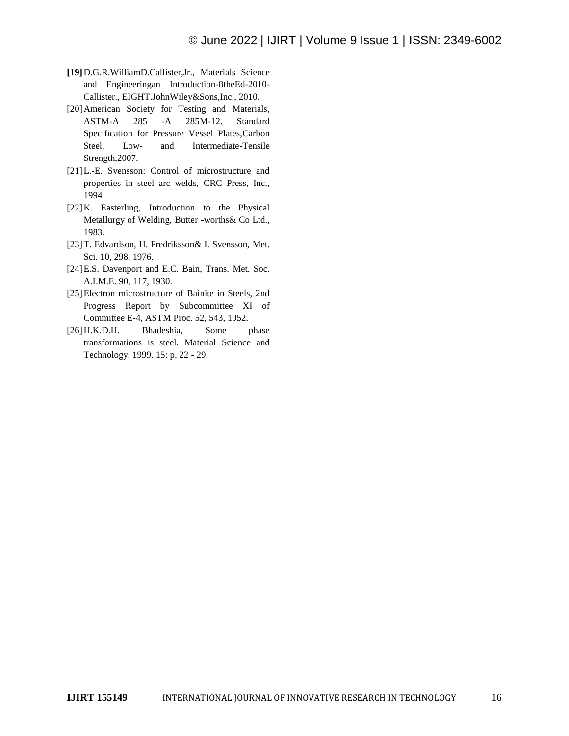**[19]** D.G.R.WilliamD.Callister,Jr., Materials Science and Engineeringan Introduction-8theEd-2010-Callister., EIGHT.JohnWiley&Sons,Inc., 2010.

[20] American Society for Testing and Materials, ASTM-A 285 -A 285M-12. Standard Specification for Pressure Vessel Plates,Carbon Steel, Low- and Intermediate-Tensile Strength,2007.

[21] L.-E. Svensson: Control of microstructure and properties in steel arc welds, CRC Press, Inc., 1994

[22] K. Easterling, Introduction to the Physical Metallurgy of Welding, Butter -worths& Co Ltd., 1983.

[23] T. Edvardson, H. Fredriksson& I. Svensson, Met. Sci. 10, 298, 1976.

[24] E.S. Davenport and E.C. Bain, Trans. Met. Soc. A.I.M.E. 90, 117, 1930.

[25] Electron microstructure of Bainite in Steels, 2nd Progress Report by Subcommittee XI of Committee E-4, ASTM Proc. 52, 543, 1952.

[26] H.K.D.H. Bhadeshia, Some phase transformations is steel. Material Science and Technology, 1999. 15: p. 22 - 29.